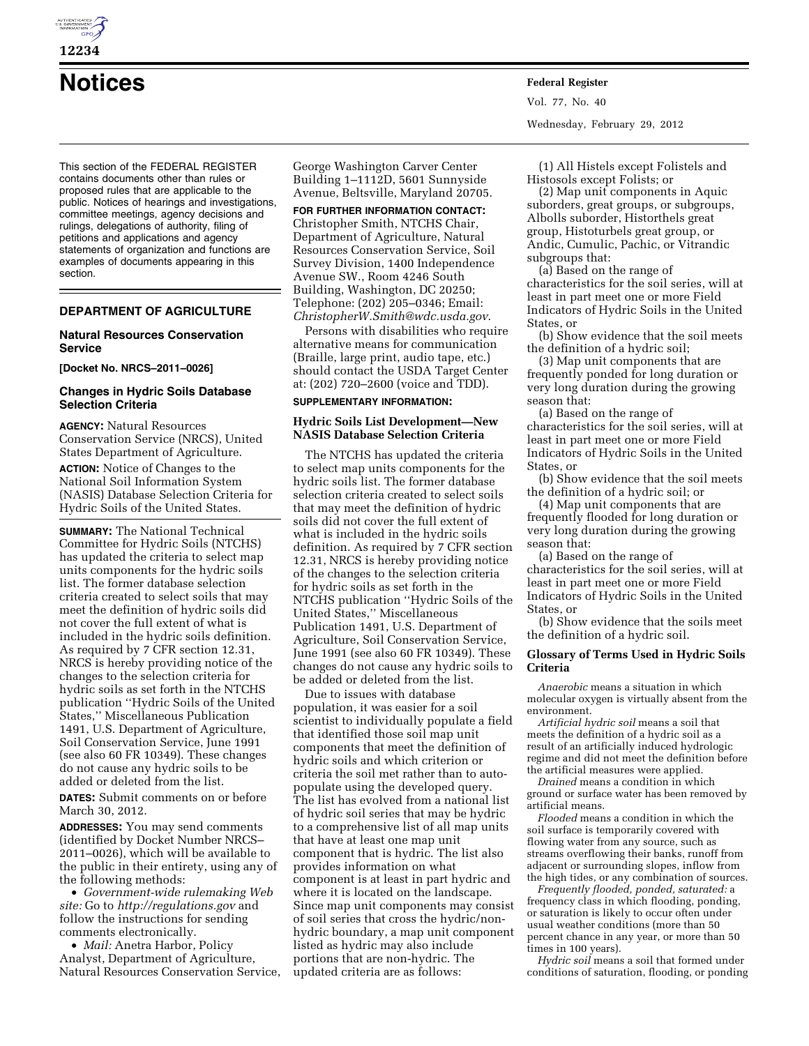# Notices

This section of the FEDERAL REGISTER contains documents other than rules or proposed rules that are applicable to the public. Notices of hearings and investigations, committee meetings, agency decisions and rulings, delegations of authority, filing of petitions and applications and agency statements of organization and functions are examples of documents appearing in this section.

## DEPARTMENT OF AGRICULTURE

### Natural Resources Conservation Service

**[Docket No. NRCS–2011–0026]**

### Changes in Hydric Soils Database Selection Criteria

**AGENCY:** Natural Resources Conservation Service (NRCS), United States Department of Agriculture.

**ACTION:** Notice of Changes to the National Soil Information System (NASIS) Database Selection Criteria for Hydric Soils of the United States.

**SUMMARY:** The National Technical Committee for Hydric Soils (NTCHS) has updated the criteria to select map units components for the hydric soils list. The former database selection criteria created to select soils that may meet the definition of hydric soils did not cover the full extent of what is included in the hydric soils definition. As required by 7 CFR section 12.31, NRCS is hereby providing notice of the changes to the selection criteria for hydric soils as set forth in the NTCHS publication ''Hydric Soils of the United States,'' Miscellaneous Publication 1491, U.S. Department of Agriculture, Soil Conservation Service, June 1991 (see also 60 FR 10349). These changes do not cause any hydric soils to be added or deleted from the list.

**DATES:** Submit comments on or before March 30, 2012.

**ADDRESSES:** You may send comments (identified by Docket Number NRCS–2011–0026), which will be available to the public in their entirety, using any of the following methods:

- *Government-wide rulemaking Web site:* Go to *http://regulations.gov* and follow the instructions for sending comments electronically.
- *Mail:* Anetra Harbor, Policy Analyst, Department of Agriculture, Natural Resources Conservation Service, George Washington Carver Center Building 1–1112D, 5601 Sunnyside Avenue, Beltsville, Maryland 20705.

**FOR FURTHER INFORMATION CONTACT:** Christopher Smith, NTCHS Chair, Department of Agriculture, Natural Resources Conservation Service, Soil Survey Division, 1400 Independence Avenue SW., Room 4246 South Building, Washington, DC 20250; Telephone: (202) 205–0346; Email: *ChristopherW.Smith@wdc.usda.gov*.

Persons with disabilities who require alternative means for communication (Braille, large print, audio tape, etc.) should contact the USDA Target Center at: (202) 720–2600 (voice and TDD).

**SUPPLEMENTARY INFORMATION:**

#### Hydric Soils List Development—New NASIS Database Selection Criteria

The NTCHS has updated the criteria to select map units components for the hydric soils list. The former database selection criteria created to select soils that may meet the definition of hydric soils did not cover the full extent of what is included in the hydric soils definition. As required by 7 CFR section 12.31, NRCS is hereby providing notice of the changes to the selection criteria for hydric soils as set forth in the NTCHS publication ''Hydric Soils of the United States,'' Miscellaneous Publication 1491, U.S. Department of Agriculture, Soil Conservation Service, June 1991 (see also 60 FR 10349). These changes do not cause any hydric soils to be added or deleted from the list.

Due to issues with database population, it was easier for a soil scientist to individually populate a field that identified those soil map unit components that meet the definition of hydric soils and which criterion or criteria the soil met rather than to auto-populate using the developed query. The list has evolved from a national list of hydric soil series that may be hydric to a comprehensive list of all map units that have at least one map unit component that is hydric. The list also provides information on what component is at least in part hydric and where it is located on the landscape. Since map unit components may consist of soil series that cross the hydric/non-hydric boundary, a map unit component listed as hydric may also include portions that are non-hydric. The updated criteria are as follows:

(1) All Histels except Folistels and Histosols except Folists; or

(2) Map unit components in Aquic suborders, great groups, or subgroups, Albolls suborder, Historthels great group, Histoturbels great group, or Andic, Cumulic, Pachic, or Vitrandic subgroups that:

(a) Based on the range of characteristics for the soil series, will at least in part meet one or more Field Indicators of Hydric Soils in the United States, or

(b) Show evidence that the soil meets the definition of a hydric soil;

(3) Map unit components that are frequently ponded for long duration or very long duration during the growing season that:

(a) Based on the range of characteristics for the soil series, will at least in part meet one or more Field Indicators of Hydric Soils in the United States, or

(b) Show evidence that the soil meets the definition of a hydric soil; or

(4) Map unit components that are frequently flooded for long duration or very long duration during the growing season that:

(a) Based on the range of characteristics for the soil series, will at least in part meet one or more Field Indicators of Hydric Soils in the United States, or

(b) Show evidence that the soils meet the definition of a hydric soil.

#### Glossary of Terms Used in Hydric Soils Criteria

*Anaerobic* means a situation in which molecular oxygen is virtually absent from the environment.

*Artificial hydric soil* means a soil that meets the definition of a hydric soil as a result of an artificially induced hydrologic regime and did not meet the definition before the artificial measures were applied.

*Drained* means a condition in which ground or surface water has been removed by artificial means.

*Flooded* means a condition in which the soil surface is temporarily covered with flowing water from any source, such as streams overflowing their banks, runoff from adjacent or surrounding slopes, inflow from the high tides, or any combination of sources.

*Frequently flooded, ponded, saturated:* a frequency class in which flooding, ponding, or saturation is likely to occur often under usual weather conditions (more than 50 percent chance in any year, or more than 50 times in 100 years).

*Hydric soil* means a soil that formed under conditions of saturation, flooding, or ponding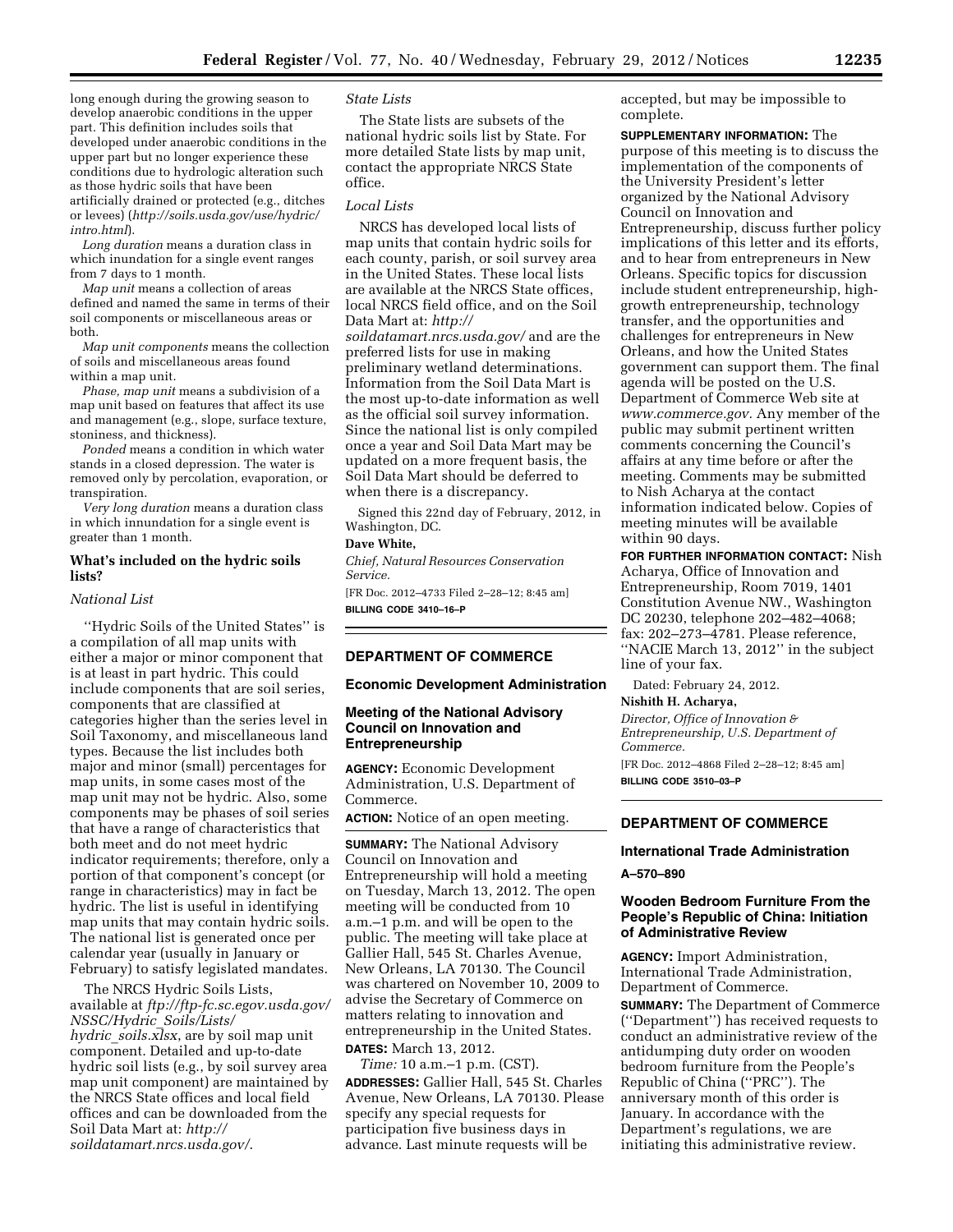long enough during the growing season to develop anaerobic conditions in the upper part. This definition includes soils that developed under anaerobic conditions in the upper part but no longer experience these conditions due to hydrologic alteration such as those hydric soils that have been artificially drained or protected (e.g., ditches or levees) (*http://soils.usda.gov/use/hydric/intro.html*).

*Long duration* means a duration class in which inundation for a single event ranges from 7 days to 1 month.

*Map unit* means a collection of areas defined and named the same in terms of their soil components or miscellaneous areas or both.

*Map unit components* means the collection of soils and miscellaneous areas found within a map unit.

*Phase, map unit* means a subdivision of a map unit based on features that affect its use and management (e.g., slope, surface texture, stoniness, and thickness).

*Ponded* means a condition in which water stands in a closed depression. The water is removed only by percolation, evaporation, or transpiration.

*Very long duration* means a duration class in which innundation for a single event is greater than 1 month.

### What's included on the hydric soils lists?

*National List*

''Hydric Soils of the United States'' is a compilation of all map units with either a major or minor component that is at least in part hydric. This could include components that are soil series, components that are classified at categories higher than the series level in Soil Taxonomy, and miscellaneous land types. Because the list includes both major and minor (small) percentages for map units, in some cases most of the map unit may not be hydric. Also, some components may be phases of soil series that have a range of characteristics that both meet and do not meet hydric indicator requirements; therefore, only a portion of that component's concept (or range in characteristics) may in fact be hydric. The list is useful in identifying map units that may contain hydric soils. The national list is generated once per calendar year (usually in January or February) to satisfy legislated mandates.

The NRCS Hydric Soils Lists, available at *ftp://ftp-fc.sc.egov.usda.gov/NSSC/Hydric_Soils/Lists/hydric_soils.xlsx*, are by soil map unit component. Detailed and up-to-date hydric soil lists (e.g., by soil survey area map unit component) are maintained by the NRCS State offices and local field offices and can be downloaded from the Soil Data Mart at: *http://soildatamart.nrcs.usda.gov/*.

*State Lists*

The State lists are subsets of the national hydric soils list by State. For more detailed State lists by map unit, contact the appropriate NRCS State office.

*Local Lists*

NRCS has developed local lists of map units that contain hydric soils for each county, parish, or soil survey area in the United States. These local lists are available at the NRCS State offices, local NRCS field office, and on the Soil Data Mart at: *http://soildatamart.nrcs.usda.gov/* and are the preferred lists for use in making preliminary wetland determinations. Information from the Soil Data Mart is the most up-to-date information as well as the official soil survey information. Since the national list is only compiled once a year and Soil Data Mart may be updated on a more frequent basis, the Soil Data Mart should be deferred to when there is a discrepancy.

Signed this 22nd day of February, 2012, in Washington, DC.

**Dave White,**

*Chief, Natural Resources Conservation Service.*

[FR Doc. 2012–4733 Filed 2–28–12; 8:45 am]

**BILLING CODE 3410–16–P**

## DEPARTMENT OF COMMERCE

### Economic Development Administration

### Meeting of the National Advisory Council on Innovation and Entrepreneurship

**AGENCY:** Economic Development Administration, U.S. Department of Commerce.

**ACTION:** Notice of an open meeting.

**SUMMARY:** The National Advisory Council on Innovation and Entrepreneurship will hold a meeting on Tuesday, March 13, 2012. The open meeting will be conducted from 10 a.m.–1 p.m. and will be open to the public. The meeting will take place at Gallier Hall, 545 St. Charles Avenue, New Orleans, LA 70130. The Council was chartered on November 10, 2009 to advise the Secretary of Commerce on matters relating to innovation and entrepreneurship in the United States.

**DATES:** March 13, 2012.

*Time:* 10 a.m.–1 p.m. (CST).

**ADDRESSES:** Gallier Hall, 545 St. Charles Avenue, New Orleans, LA 70130. Please specify any special requests for participation five business days in advance. Last minute requests will be accepted, but may be impossible to complete.

**SUPPLEMENTARY INFORMATION:** The purpose of this meeting is to discuss the implementation of the components of the University President's letter organized by the National Advisory Council on Innovation and Entrepreneurship, discuss further policy implications of this letter and its efforts, and to hear from entrepreneurs in New Orleans. Specific topics for discussion include student entrepreneurship, high-growth entrepreneurship, technology transfer, and the opportunities and challenges for entrepreneurs in New Orleans, and how the United States government can support them. The final agenda will be posted on the U.S. Department of Commerce Web site at *www.commerce.gov*. Any member of the public may submit pertinent written comments concerning the Council's affairs at any time before or after the meeting. Comments may be submitted to Nish Acharya at the contact information indicated below. Copies of meeting minutes will be available within 90 days.

**FOR FURTHER INFORMATION CONTACT:** Nish Acharya, Office of Innovation and Entrepreneurship, Room 7019, 1401 Constitution Avenue NW., Washington DC 20230, telephone 202–482–4068; fax: 202–273–4781. Please reference, ''NACIE March 13, 2012'' in the subject line of your fax.

Dated: February 24, 2012.

**Nishith H. Acharya,**

*Director, Office of Innovation & Entrepreneurship, U.S. Department of Commerce.*

[FR Doc. 2012–4868 Filed 2–28–12; 8:45 am]

**BILLING CODE 3510–03–P**

## DEPARTMENT OF COMMERCE

### International Trade Administration

**A–570–890**

### Wooden Bedroom Furniture From the People's Republic of China: Initiation of Administrative Review

**AGENCY:** Import Administration, International Trade Administration, Department of Commerce.

**SUMMARY:** The Department of Commerce (''Department'') has received requests to conduct an administrative review of the antidumping duty order on wooden bedroom furniture from the People's Republic of China (''PRC''). The anniversary month of this order is January. In accordance with the Department's regulations, we are initiating this administrative review.